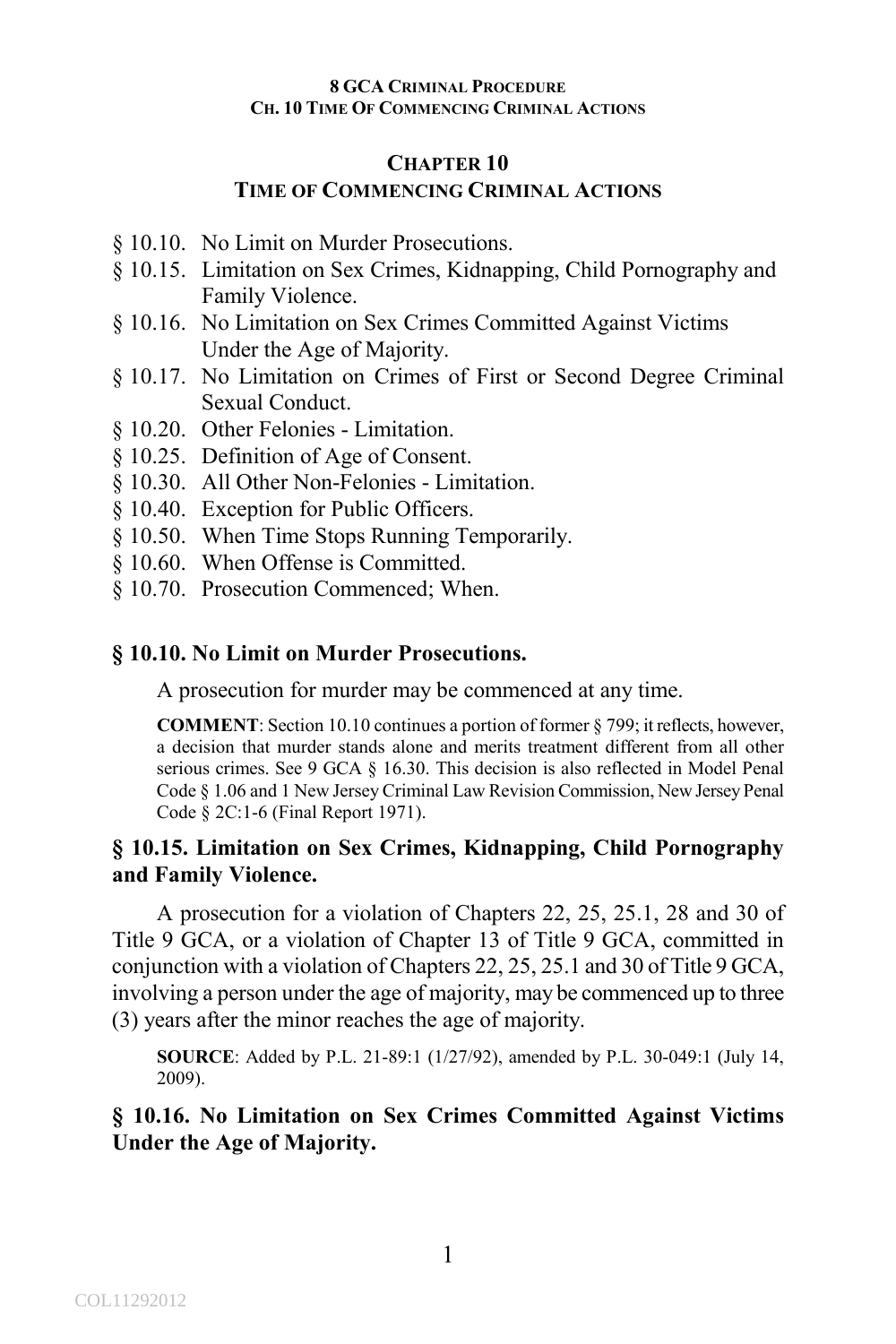## CHAPTER 10
## TIME OF COMMENCING CRIMINAL ACTIONS

§ 10.10. No Limit on Murder Prosecutions.
§ 10.15. Limitation on Sex Crimes, Kidnapping, Child Pornography and Family Violence.
§ 10.16. No Limitation on Sex Crimes Committed Against Victims Under the Age of Majority.
§ 10.17. No Limitation on Crimes of First or Second Degree Criminal Sexual Conduct.
§ 10.20. Other Felonies - Limitation.
§ 10.25. Definition of Age of Consent.
§ 10.30. All Other Non-Felonies - Limitation.
§ 10.40. Exception for Public Officers.
§ 10.50. When Time Stops Running Temporarily.
§ 10.60. When Offense is Committed.
§ 10.70. Prosecution Commenced; When.

### § 10.10. No Limit on Murder Prosecutions.

A prosecution for murder may be commenced at any time.

**COMMENT**: Section 10.10 continues a portion of former § 799; it reflects, however, a decision that murder stands alone and merits treatment different from all other serious crimes. See 9 GCA § 16.30. This decision is also reflected in Model Penal Code § 1.06 and 1 New Jersey Criminal Law Revision Commission, New Jersey Penal Code § 2C:1-6 (Final Report 1971).

### § 10.15. Limitation on Sex Crimes, Kidnapping, Child Pornography and Family Violence.

A prosecution for a violation of Chapters 22, 25, 25.1, 28 and 30 of Title 9 GCA, or a violation of Chapter 13 of Title 9 GCA, committed in conjunction with a violation of Chapters 22, 25, 25.1 and 30 of Title 9 GCA, involving a person under the age of majority, may be commenced up to three (3) years after the minor reaches the age of majority.

**SOURCE**: Added by P.L. 21-89:1 (1/27/92), amended by P.L. 30-049:1 (July 14, 2009).

### § 10.16. No Limitation on Sex Crimes Committed Against Victims Under the Age of Majority.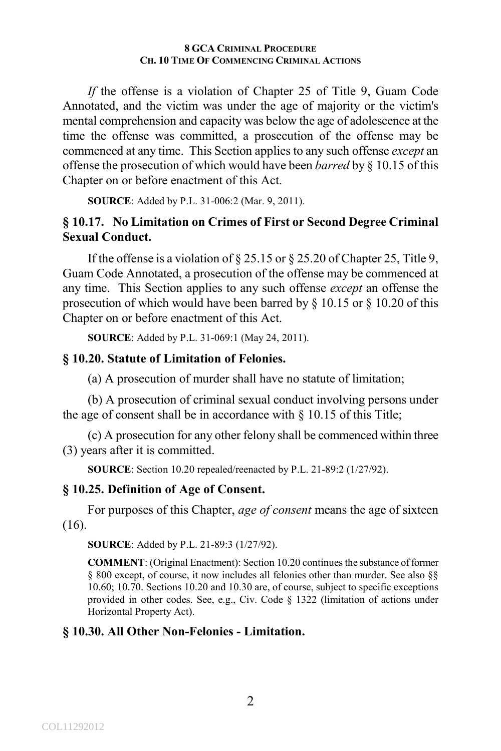*If* the offense is a violation of Chapter 25 of Title 9, Guam Code Annotated, and the victim was under the age of majority or the victim's mental comprehension and capacity was below the age of adolescence at the time the offense was committed, a prosecution of the offense may be commenced at any time. This Section applies to any such offense *except* an offense the prosecution of which would have been *barred* by § 10.15 of this Chapter on or before enactment of this Act.

**SOURCE**: Added by P.L. 31-006:2 (Mar. 9, 2011).

### § 10.17. No Limitation on Crimes of First or Second Degree Criminal Sexual Conduct.

If the offense is a violation of § 25.15 or § 25.20 of Chapter 25, Title 9, Guam Code Annotated, a prosecution of the offense may be commenced at any time. This Section applies to any such offense *except* an offense the prosecution of which would have been barred by § 10.15 or § 10.20 of this Chapter on or before enactment of this Act.

**SOURCE**: Added by P.L. 31-069:1 (May 24, 2011).

### § 10.20. Statute of Limitation of Felonies.

(a) A prosecution of murder shall have no statute of limitation;

(b) A prosecution of criminal sexual conduct involving persons under the age of consent shall be in accordance with § 10.15 of this Title;

(c) A prosecution for any other felony shall be commenced within three (3) years after it is committed.

**SOURCE**: Section 10.20 repealed/reenacted by P.L. 21-89:2 (1/27/92).

### § 10.25. Definition of Age of Consent.

For purposes of this Chapter, *age of consent* means the age of sixteen (16).

**SOURCE**: Added by P.L. 21-89:3 (1/27/92).

**COMMENT**: (Original Enactment): Section 10.20 continues the substance of former § 800 except, of course, it now includes all felonies other than murder. See also §§ 10.60; 10.70. Sections 10.20 and 10.30 are, of course, subject to specific exceptions provided in other codes. See, e.g., Civ. Code § 1322 (limitation of actions under Horizontal Property Act).

### § 10.30. All Other Non-Felonies - Limitation.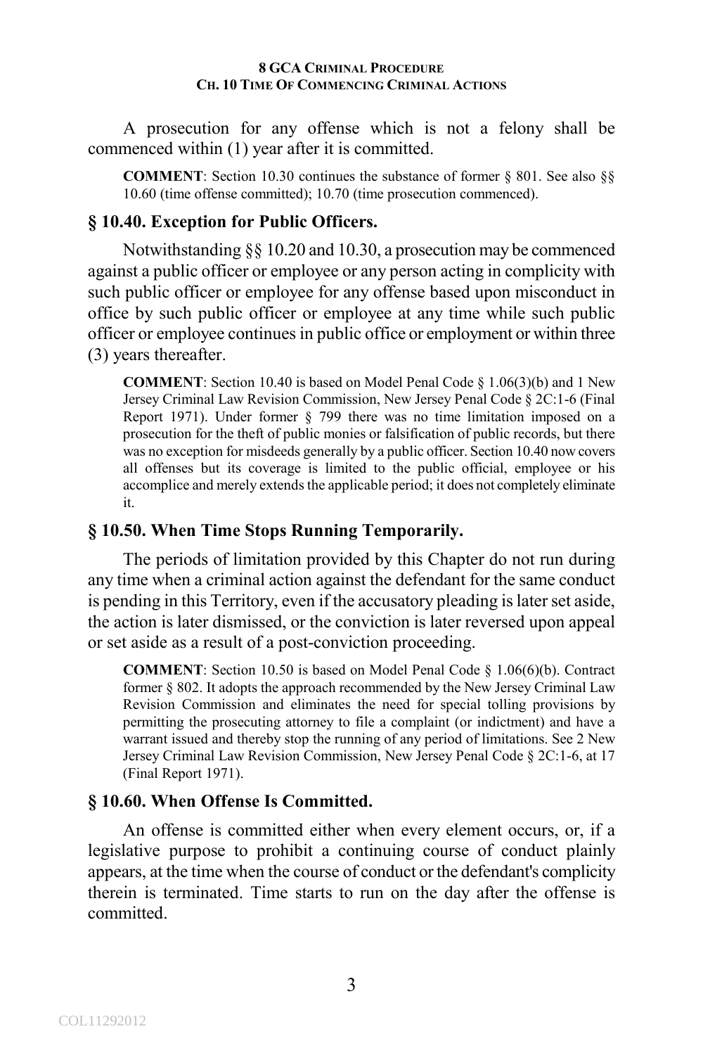A prosecution for any offense which is not a felony shall be commenced within (1) year after it is committed.

> **COMMENT**: Section 10.30 continues the substance of former § 801. See also §§ 10.60 (time offense committed); 10.70 (time prosecution commenced).

### § 10.40. Exception for Public Officers.

Notwithstanding §§ 10.20 and 10.30, a prosecution may be commenced against a public officer or employee or any person acting in complicity with such public officer or employee for any offense based upon misconduct in office by such public officer or employee at any time while such public officer or employee continues in public office or employment or within three (3) years thereafter.

> **COMMENT**: Section 10.40 is based on Model Penal Code § 1.06(3)(b) and 1 New Jersey Criminal Law Revision Commission, New Jersey Penal Code § 2C:1-6 (Final Report 1971). Under former § 799 there was no time limitation imposed on a prosecution for the theft of public monies or falsification of public records, but there was no exception for misdeeds generally by a public officer. Section 10.40 now covers all offenses but its coverage is limited to the public official, employee or his accomplice and merely extends the applicable period; it does not completely eliminate it.

### § 10.50. When Time Stops Running Temporarily.

The periods of limitation provided by this Chapter do not run during any time when a criminal action against the defendant for the same conduct is pending in this Territory, even if the accusatory pleading is later set aside, the action is later dismissed, or the conviction is later reversed upon appeal or set aside as a result of a post-conviction proceeding.

> **COMMENT**: Section 10.50 is based on Model Penal Code § 1.06(6)(b). Contract former § 802. It adopts the approach recommended by the New Jersey Criminal Law Revision Commission and eliminates the need for special tolling provisions by permitting the prosecuting attorney to file a complaint (or indictment) and have a warrant issued and thereby stop the running of any period of limitations. See 2 New Jersey Criminal Law Revision Commission, New Jersey Penal Code § 2C:1-6, at 17 (Final Report 1971).

### § 10.60. When Offense Is Committed.

An offense is committed either when every element occurs, or, if a legislative purpose to prohibit a continuing course of conduct plainly appears, at the time when the course of conduct or the defendant's complicity therein is terminated. Time starts to run on the day after the offense is committed.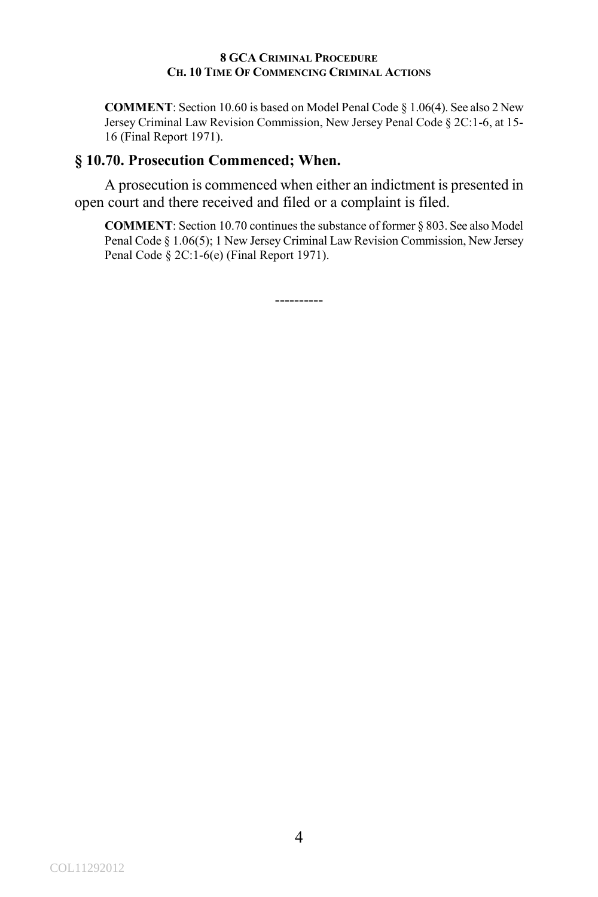**COMMENT**: Section 10.60 is based on Model Penal Code § 1.06(4). See also 2 New Jersey Criminal Law Revision Commission, New Jersey Penal Code § 2C:1-6, at 15-16 (Final Report 1971).

## § 10.70. Prosecution Commenced; When.

A prosecution is commenced when either an indictment is presented in open court and there received and filed or a complaint is filed.

**COMMENT**: Section 10.70 continues the substance of former § 803. See also Model Penal Code § 1.06(5); 1 New Jersey Criminal Law Revision Commission, New Jersey Penal Code § 2C:1-6(e) (Final Report 1971).

----------